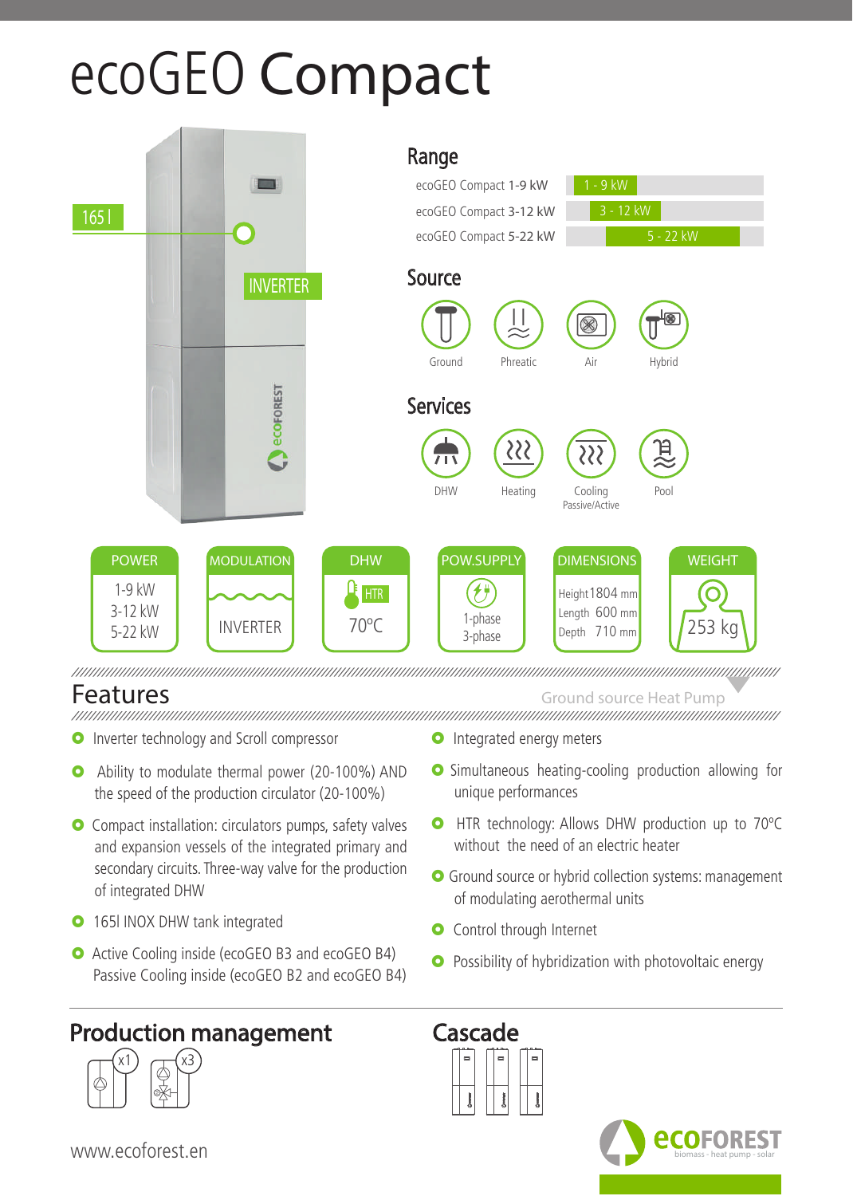# ecoGEO Compact

165 l

INVERTER

## Range

| Model | Range |
|---|---|
| ecoGEO Compact 1-9 kW | 1 - 9 kW |
| ecoGEO Compact 3-12 kW | 3 - 12 kW |
| ecoGEO Compact 5-22 kW | 5 - 22 kW |

## Source

Ground · Phreatic · Air · Hybrid

## Services

DHW · Heating · Cooling Passive/Active · Pool

| POWER | MODULATION | DHW | POW.SUPPLY | DIMENSIONS | WEIGHT |
|---|---|---|---|---|---|
| 1-9 kW<br>3-12 kW<br>5-22 kW | INVERTER | HTR<br>70ºC | 1-phase<br>3-phase | Height 1804 mm<br>Length 600 mm<br>Depth 710 mm | 253 kg |

## Features

Ground source Heat Pump

- Inverter technology and Scroll compressor
- Ability to modulate thermal power (20-100%) AND the speed of the production circulator (20-100%)
- Compact installation: circulators pumps, safety valves and expansion vessels of the integrated primary and secondary circuits. Three-way valve for the production of integrated DHW
- 165l INOX DHW tank integrated
- Active Cooling inside (ecoGEO B3 and ecoGEO B4) Passive Cooling inside (ecoGEO B2 and ecoGEO B4)
- Integrated energy meters
- Simultaneous heating-cooling production allowing for unique performances
- HTR technology: Allows DHW production up to 70ºC without the need of an electric heater
- Ground source or hybrid collection systems: management of modulating aerothermal units
- Control through Internet
- Possibility of hybridization with photovoltaic energy

## Production management

x1 x3

## Cascade

www.ecoforest.en

ECOFOREST biomass - heat pump - solar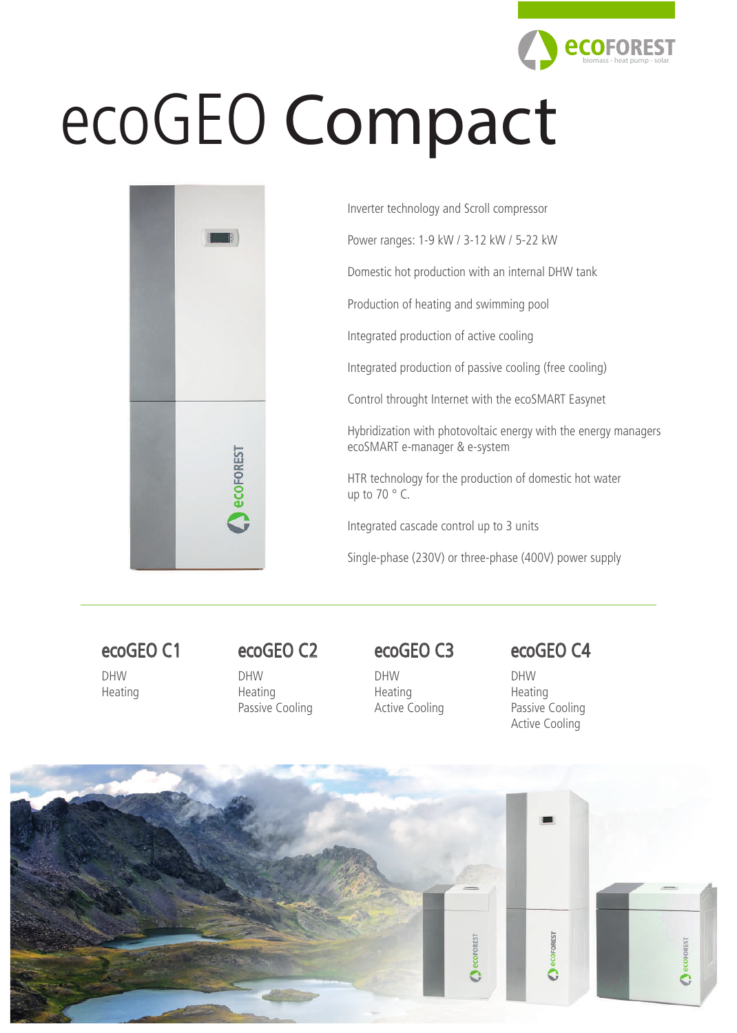# ecoGEO Compact

Inverter technology and Scroll compressor

Power ranges: 1-9 kW / 3-12 kW / 5-22 kW

Domestic hot production with an internal DHW tank

Production of heating and swimming pool

Integrated production of active cooling

Integrated production of passive cooling (free cooling)

Control throught Internet with the ecoSMART Easynet

Hybridization with photovoltaic energy with the energy managers ecoSMART e-manager & e-system

HTR technology for the production of domestic hot water up to 70 ° C.

Integrated cascade control up to 3 units

Single-phase (230V) or three-phase (400V) power supply

### ecoGEO C1

DHW
Heating

### ecoGEO C2

DHW
Heating
Passive Cooling

### ecoGEO C3

DHW
Heating
Active Cooling

### ecoGEO C4

DHW
Heating
Passive Cooling
Active Cooling